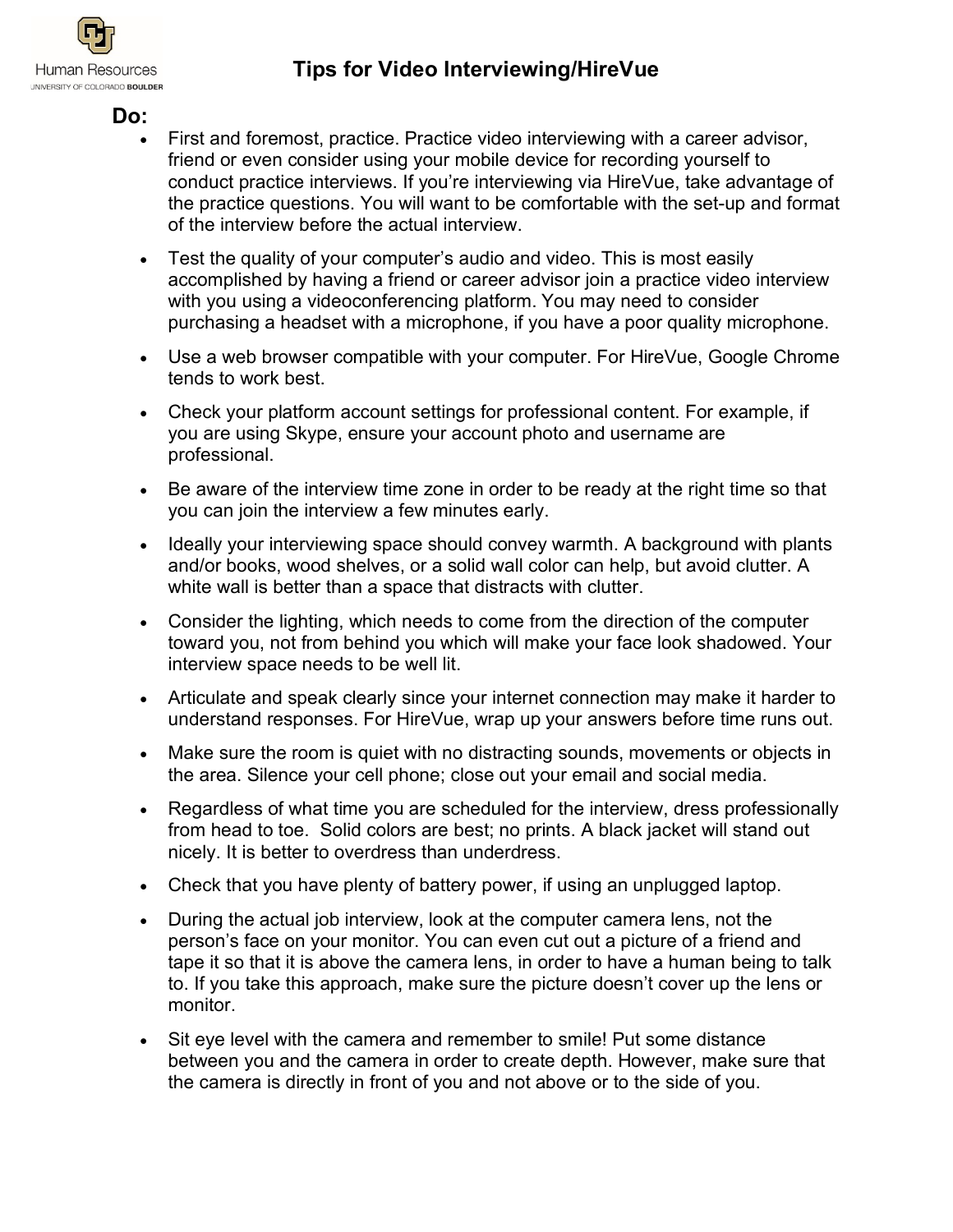# Tips for Video Interviewing/HireVue

## Do:

- First and foremost, practice. Practice video interviewing with a career advisor, friend or even consider using your mobile device for recording yourself to conduct practice interviews. If you're interviewing via HireVue, take advantage of the practice questions. You will want to be comfortable with the set-up and format of the interview before the actual interview.
- Test the quality of your computer's audio and video. This is most easily accomplished by having a friend or career advisor join a practice video interview with you using a videoconferencing platform. You may need to consider purchasing a headset with a microphone, if you have a poor quality microphone.
- Use a web browser compatible with your computer. For HireVue, Google Chrome tends to work best.
- Check your platform account settings for professional content. For example, if you are using Skype, ensure your account photo and username are professional.
- Be aware of the interview time zone in order to be ready at the right time so that you can join the interview a few minutes early.
- Ideally your interviewing space should convey warmth. A background with plants and/or books, wood shelves, or a solid wall color can help, but avoid clutter. A white wall is better than a space that distracts with clutter.
- Consider the lighting, which needs to come from the direction of the computer toward you, not from behind you which will make your face look shadowed. Your interview space needs to be well lit.
- Articulate and speak clearly since your internet connection may make it harder to understand responses. For HireVue, wrap up your answers before time runs out.
- Make sure the room is quiet with no distracting sounds, movements or objects in the area. Silence your cell phone; close out your email and social media.
- Regardless of what time you are scheduled for the interview, dress professionally from head to toe. Solid colors are best; no prints. A black jacket will stand out nicely. It is better to overdress than underdress.
- Check that you have plenty of battery power, if using an unplugged laptop.
- During the actual job interview, look at the computer camera lens, not the person's face on your monitor. You can even cut out a picture of a friend and tape it so that it is above the camera lens, in order to have a human being to talk to. If you take this approach, make sure the picture doesn't cover up the lens or monitor.
- Sit eye level with the camera and remember to smile! Put some distance between you and the camera in order to create depth. However, make sure that the camera is directly in front of you and not above or to the side of you.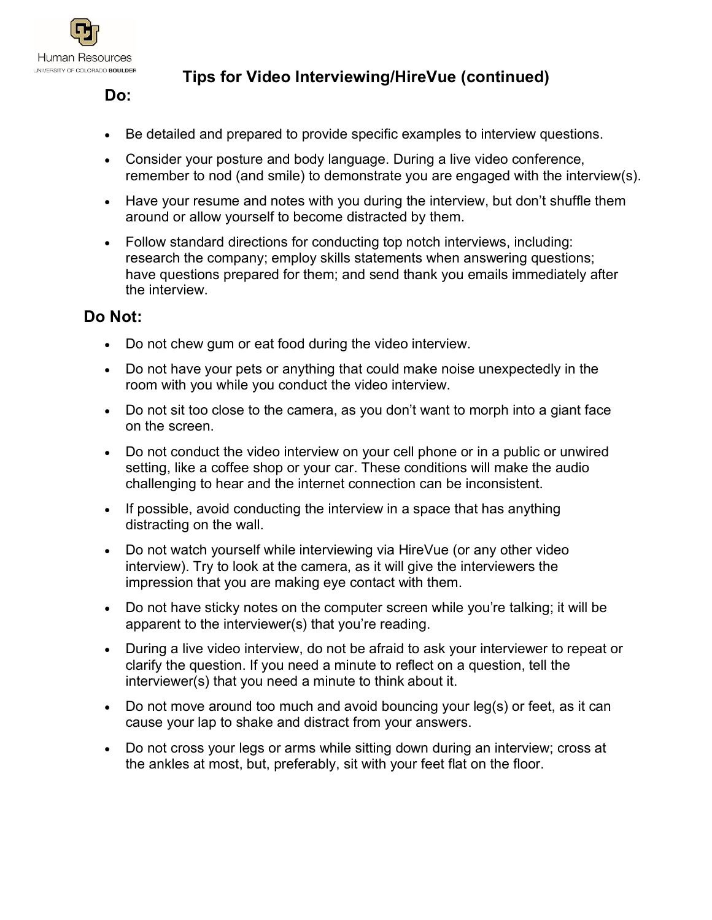# Tips for Video Interviewing/HireVue (continued)

## Do:

- Be detailed and prepared to provide specific examples to interview questions.
- Consider your posture and body language. During a live video conference, remember to nod (and smile) to demonstrate you are engaged with the interview(s).
- Have your resume and notes with you during the interview, but don't shuffle them around or allow yourself to become distracted by them.
- Follow standard directions for conducting top notch interviews, including: research the company; employ skills statements when answering questions; have questions prepared for them; and send thank you emails immediately after the interview.

## Do Not:

- Do not chew gum or eat food during the video interview.
- Do not have your pets or anything that could make noise unexpectedly in the room with you while you conduct the video interview.
- Do not sit too close to the camera, as you don't want to morph into a giant face on the screen.
- Do not conduct the video interview on your cell phone or in a public or unwired setting, like a coffee shop or your car. These conditions will make the audio challenging to hear and the internet connection can be inconsistent.
- If possible, avoid conducting the interview in a space that has anything distracting on the wall.
- Do not watch yourself while interviewing via HireVue (or any other video interview). Try to look at the camera, as it will give the interviewers the impression that you are making eye contact with them.
- Do not have sticky notes on the computer screen while you're talking; it will be apparent to the interviewer(s) that you're reading.
- During a live video interview, do not be afraid to ask your interviewer to repeat or clarify the question. If you need a minute to reflect on a question, tell the interviewer(s) that you need a minute to think about it.
- Do not move around too much and avoid bouncing your leg(s) or feet, as it can cause your lap to shake and distract from your answers.
- Do not cross your legs or arms while sitting down during an interview; cross at the ankles at most, but, preferably, sit with your feet flat on the floor.